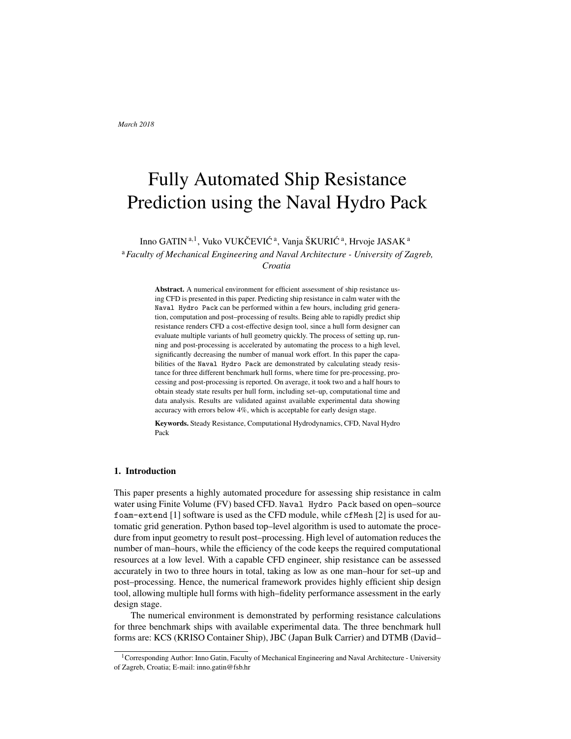*March 2018*

# Fully Automated Ship Resistance Prediction using the Naval Hydro Pack

Inno GATIN [a,1], Vuko VUKČEVIĆ [a], Vanja ŠKURIĆ [a], Hrvoje JASAK [a]

[a] *Faculty of Mechanical Engineering and Naval Architecture - University of Zagreb, Croatia*

**Abstract.** A numerical environment for efficient assessment of ship resistance using CFD is presented in this paper. Predicting ship resistance in calm water with the `Naval Hydro Pack` can be performed within a few hours, including grid generation, computation and post–processing of results. Being able to rapidly predict ship resistance renders CFD a cost-effective design tool, since a hull form designer can evaluate multiple variants of hull geometry quickly. The process of setting up, running and post-processing is accelerated by automating the process to a high level, significantly decreasing the number of manual work effort. In this paper the capabilities of the `Naval Hydro Pack` are demonstrated by calculating steady resistance for three different benchmark hull forms, where time for pre-processing, processing and post-processing is reported. On average, it took two and a half hours to obtain steady state results per hull form, including set–up, computational time and data analysis. Results are validated against available experimental data showing accuracy with errors below 4%, which is acceptable for early design stage.

**Keywords.** Steady Resistance, Computational Hydrodynamics, CFD, Naval Hydro Pack

## 1. Introduction

This paper presents a highly automated procedure for assessing ship resistance in calm water using Finite Volume (FV) based CFD. `Naval Hydro Pack` based on open–source `foam-extend` [1] software is used as the CFD module, while `cfMesh` [2] is used for automatic grid generation. Python based top–level algorithm is used to automate the procedure from input geometry to result post–processing. High level of automation reduces the number of man–hours, while the efficiency of the code keeps the required computational resources at a low level. With a capable CFD engineer, ship resistance can be assessed accurately in two to three hours in total, taking as low as one man–hour for set–up and post–processing. Hence, the numerical framework provides highly efficient ship design tool, allowing multiple hull forms with high–fidelity performance assessment in the early design stage.

The numerical environment is demonstrated by performing resistance calculations for three benchmark ships with available experimental data. The three benchmark hull forms are: KCS (KRISO Container Ship), JBC (Japan Bulk Carrier) and DTMB (David–

[1] Corresponding Author: Inno Gatin, Faculty of Mechanical Engineering and Naval Architecture - University of Zagreb, Croatia; E-mail: inno.gatin@fsb.hr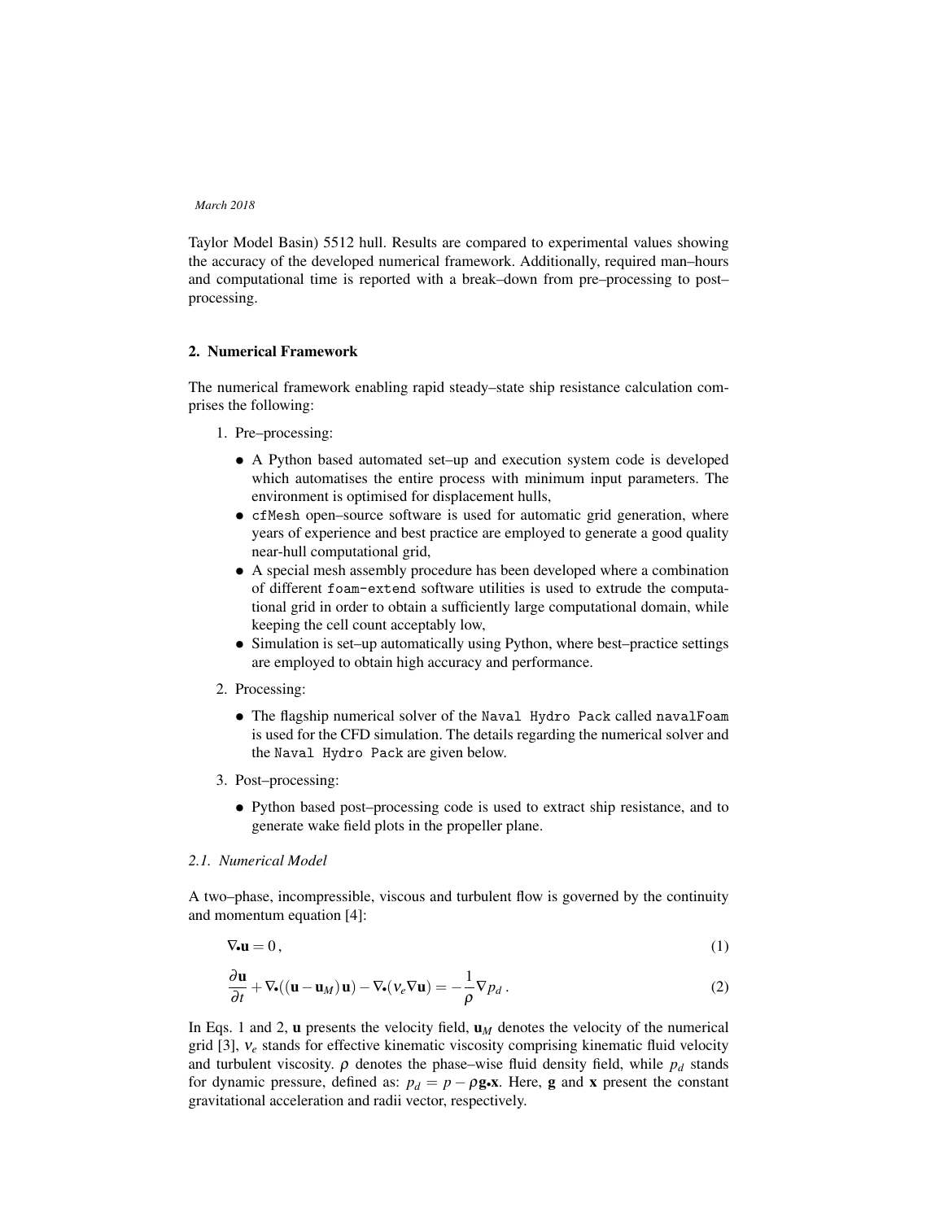Taylor Model Basin) 5512 hull. Results are compared to experimental values showing the accuracy of the developed numerical framework. Additionally, required man–hours and computational time is reported with a break–down from pre–processing to post–processing.

## 2. Numerical Framework

The numerical framework enabling rapid steady–state ship resistance calculation comprises the following:

1. Pre–processing:
   - A Python based automated set–up and execution system code is developed which automatises the entire process with minimum input parameters. The environment is optimised for displacement hulls,
   - `cfMesh` open–source software is used for automatic grid generation, where years of experience and best practice are employed to generate a good quality near-hull computational grid,
   - A special mesh assembly procedure has been developed where a combination of different `foam-extend` software utilities is used to extrude the computational grid in order to obtain a sufficiently large computational domain, while keeping the cell count acceptably low,
   - Simulation is set–up automatically using Python, where best–practice settings are employed to obtain high accuracy and performance.
2. Processing:
   - The flagship numerical solver of the `Naval Hydro Pack` called `navalFoam` is used for the CFD simulation. The details regarding the numerical solver and the `Naval Hydro Pack` are given below.
3. Post–processing:
   - Python based post–processing code is used to extract ship resistance, and to generate wake field plots in the propeller plane.

### 2.1. Numerical Model

A two–phase, incompressible, viscous and turbulent flow is governed by the continuity and momentum equation [4]:

$$\nabla \bullet \mathbf{u} = 0\,, \tag{1}$$

$$\frac{\partial \mathbf{u}}{\partial t} + \nabla \bullet ((\mathbf{u} - \mathbf{u}_M)\,\mathbf{u}) - \nabla \bullet (\nu_e \nabla \mathbf{u}) = -\frac{1}{\rho} \nabla p_d\,. \tag{2}$$

In Eqs. 1 and 2, $\mathbf{u}$ presents the velocity field, $\mathbf{u}_M$ denotes the velocity of the numerical grid [3], $\nu_e$ stands for effective kinematic viscosity comprising kinematic fluid velocity and turbulent viscosity. $\rho$ denotes the phase–wise fluid density field, while $p_d$ stands for dynamic pressure, defined as: $p_d = p - \rho \mathbf{g} \bullet \mathbf{x}$. Here, $\mathbf{g}$ and $\mathbf{x}$ present the constant gravitational acceleration and radii vector, respectively.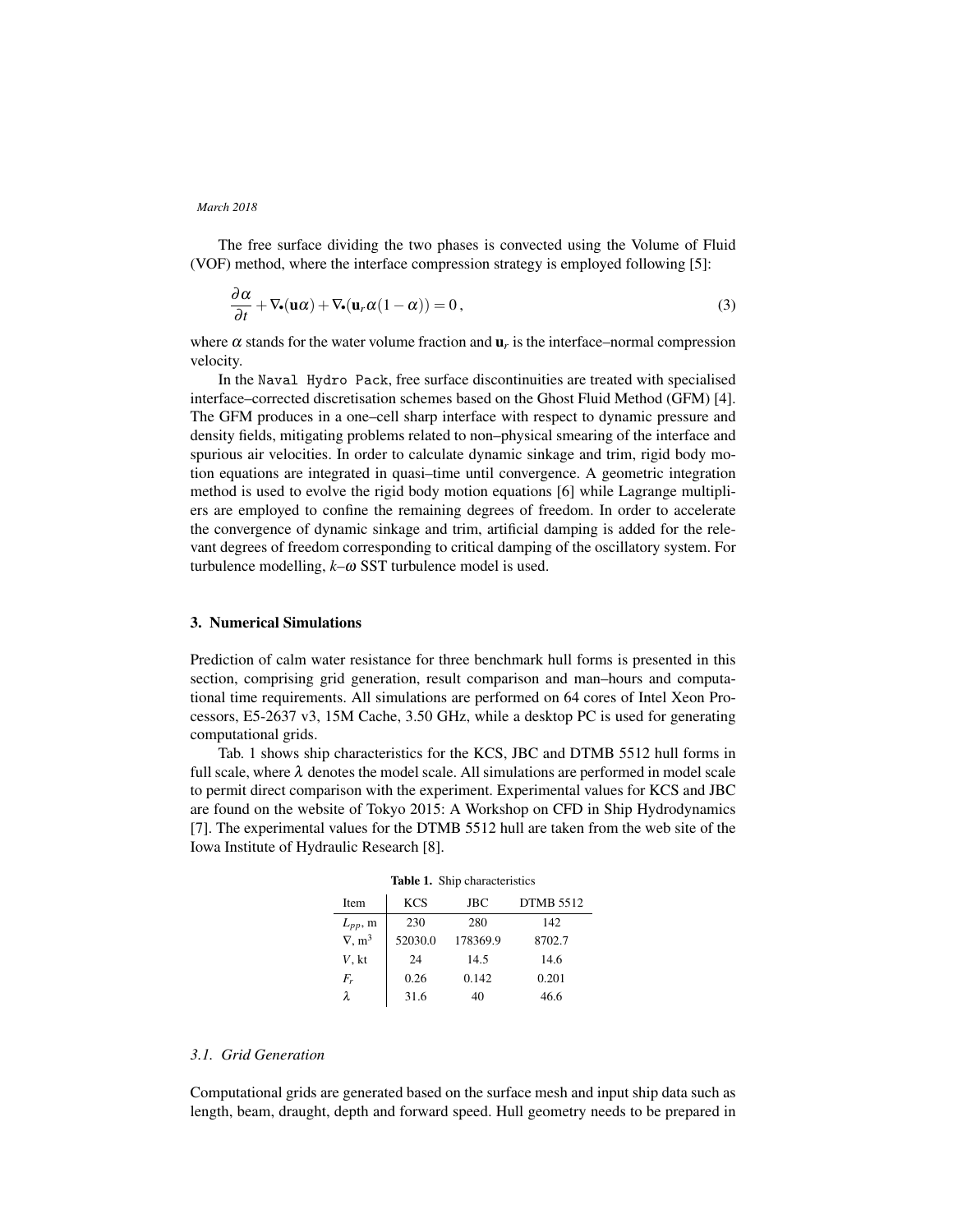The free surface dividing the two phases is convected using the Volume of Fluid (VOF) method, where the interface compression strategy is employed following [5]:

$$\frac{\partial \alpha}{\partial t} + \nabla\bullet(\mathbf{u}\alpha) + \nabla\bullet(\mathbf{u}_r \alpha(1-\alpha)) = 0\,, \tag{3}$$

where $\alpha$ stands for the water volume fraction and $\mathbf{u}_r$ is the interface–normal compression velocity.

In the `Naval Hydro Pack`, free surface discontinuities are treated with specialised interface–corrected discretisation schemes based on the Ghost Fluid Method (GFM) [4]. The GFM produces in a one–cell sharp interface with respect to dynamic pressure and density fields, mitigating problems related to non–physical smearing of the interface and spurious air velocities. In order to calculate dynamic sinkage and trim, rigid body motion equations are integrated in quasi–time until convergence. A geometric integration method is used to evolve the rigid body motion equations [6] while Lagrange multipliers are employed to confine the remaining degrees of freedom. In order to accelerate the convergence of dynamic sinkage and trim, artificial damping is added for the relevant degrees of freedom corresponding to critical damping of the oscillatory system. For turbulence modelling, $k$–$\omega$ SST turbulence model is used.

## 3. Numerical Simulations

Prediction of calm water resistance for three benchmark hull forms is presented in this section, comprising grid generation, result comparison and man–hours and computational time requirements. All simulations are performed on 64 cores of Intel Xeon Processors, E5-2637 v3, 15M Cache, 3.50 GHz, while a desktop PC is used for generating computational grids.

Tab. 1 shows ship characteristics for the KCS, JBC and DTMB 5512 hull forms in full scale, where $\lambda$ denotes the model scale. All simulations are performed in model scale to permit direct comparison with the experiment. Experimental values for KCS and JBC are found on the website of Tokyo 2015: A Workshop on CFD in Ship Hydrodynamics [7]. The experimental values for the DTMB 5512 hull are taken from the web site of the Iowa Institute of Hydraulic Research [8].

**Table 1.** Ship characteristics

| Item | KCS | JBC | DTMB 5512 |
|---|---|---|---|
| $L_{pp}$, m | 230 | 280 | 142 |
| $\nabla$, m$^3$ | 52030.0 | 178369.9 | 8702.7 |
| $V$, kt | 24 | 14.5 | 14.6 |
| $F_r$ | 0.26 | 0.142 | 0.201 |
| $\lambda$ | 31.6 | 40 | 46.6 |

### *3.1. Grid Generation*

Computational grids are generated based on the surface mesh and input ship data such as length, beam, draught, depth and forward speed. Hull geometry needs to be prepared in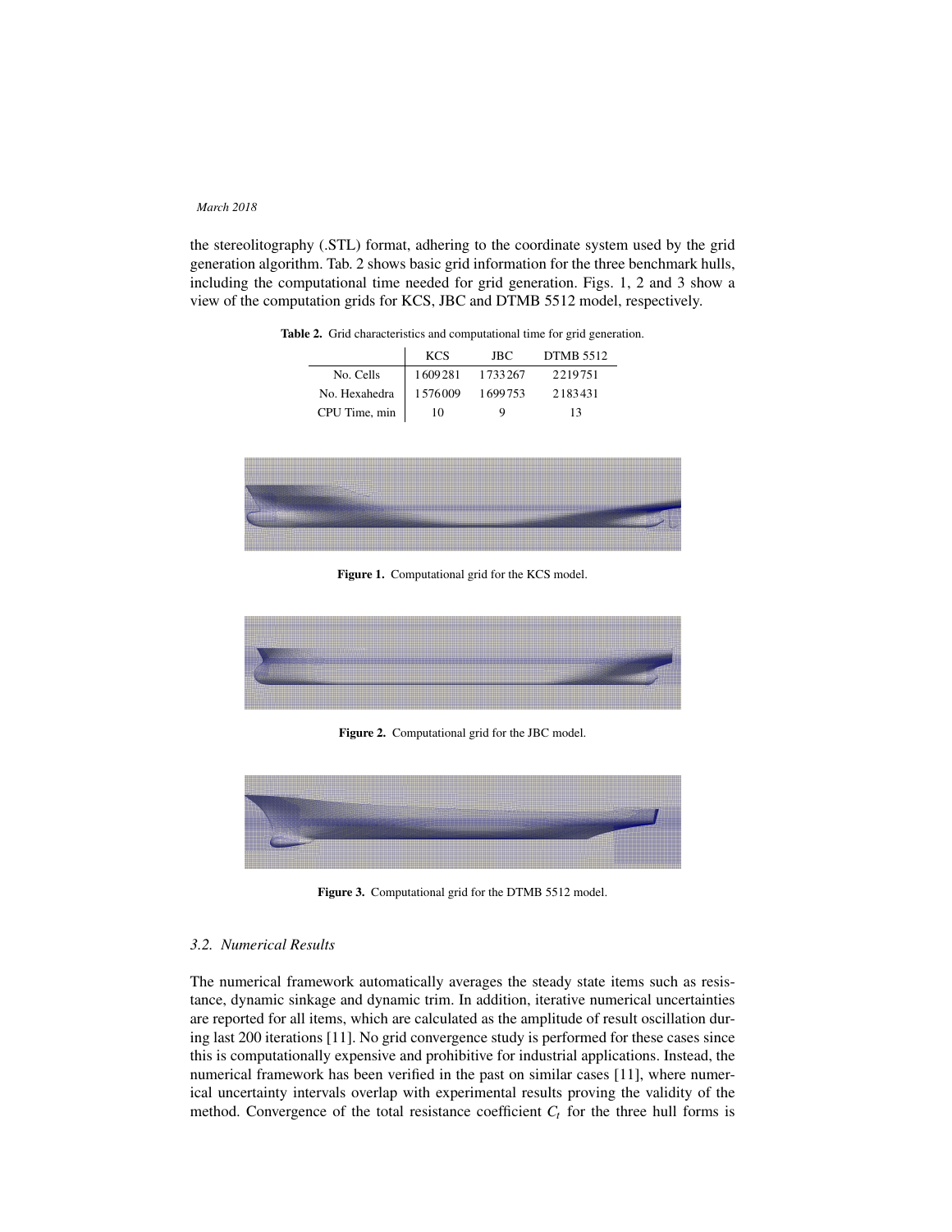the stereolitography (.STL) format, adhering to the coordinate system used by the grid generation algorithm. Tab. 2 shows basic grid information for the three benchmark hulls, including the computational time needed for grid generation. Figs. 1, 2 and 3 show a view of the computation grids for KCS, JBC and DTMB 5512 model, respectively.

**Table 2.** Grid characteristics and computational time for grid generation.

| | KCS | JBC | DTMB 5512 |
|---|---|---|---|
| No. Cells | 1609281 | 1733267 | 2219751 |
| No. Hexahedra | 1576009 | 1699753 | 2183431 |
| CPU Time, min | 10 | 9 | 13 |

**Figure 1.** Computational grid for the KCS model.

**Figure 2.** Computational grid for the JBC model.

**Figure 3.** Computational grid for the DTMB 5512 model.

### *3.2. Numerical Results*

The numerical framework automatically averages the steady state items such as resistance, dynamic sinkage and dynamic trim. In addition, iterative numerical uncertainties are reported for all items, which are calculated as the amplitude of result oscillation during last 200 iterations [11]. No grid convergence study is performed for these cases since this is computationally expensive and prohibitive for industrial applications. Instead, the numerical framework has been verified in the past on similar cases [11], where numerical uncertainty intervals overlap with experimental results proving the validity of the method. Convergence of the total resistance coefficient $C_t$ for the three hull forms is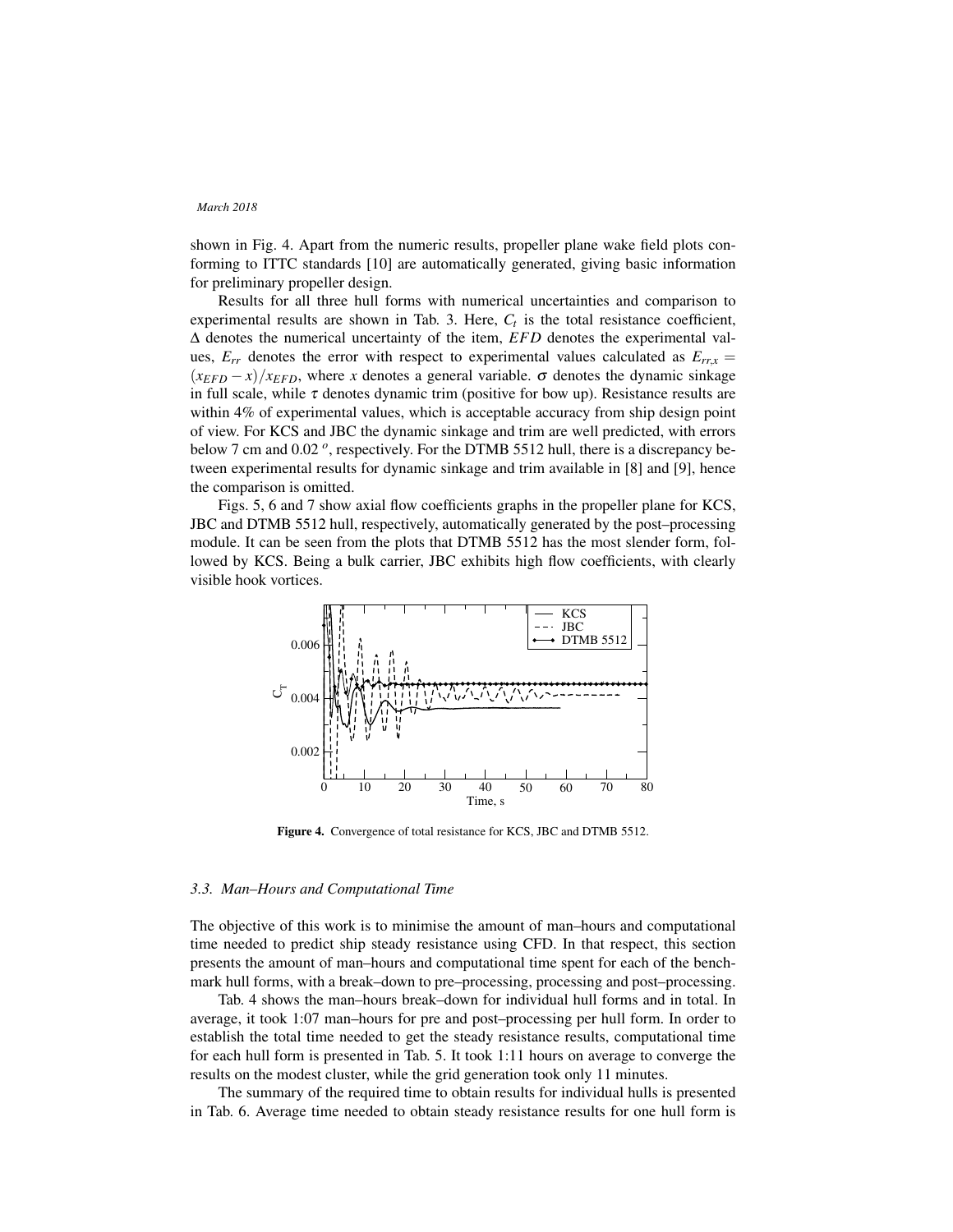shown in Fig. 4. Apart from the numeric results, propeller plane wake field plots conforming to ITTC standards [10] are automatically generated, giving basic information for preliminary propeller design.

Results for all three hull forms with numerical uncertainties and comparison to experimental results are shown in Tab. 3. Here, $C_t$ is the total resistance coefficient, $\Delta$ denotes the numerical uncertainty of the item, $EFD$ denotes the experimental values, $E_{rr}$ denotes the error with respect to experimental values calculated as $E_{rr,x} = (x_{EFD} - x)/x_{EFD}$, where $x$ denotes a general variable. $\sigma$ denotes the dynamic sinkage in full scale, while $\tau$ denotes dynamic trim (positive for bow up). Resistance results are within 4% of experimental values, which is acceptable accuracy from ship design point of view. For KCS and JBC the dynamic sinkage and trim are well predicted, with errors below 7 cm and 0.02 $^o$, respectively. For the DTMB 5512 hull, there is a discrepancy between experimental results for dynamic sinkage and trim available in [8] and [9], hence the comparison is omitted.

Figs. 5, 6 and 7 show axial flow coefficients graphs in the propeller plane for KCS, JBC and DTMB 5512 hull, respectively, automatically generated by the post–processing module. It can be seen from the plots that DTMB 5512 has the most slender form, followed by KCS. Being a bulk carrier, JBC exhibits high flow coefficients, with clearly visible hook vortices.

**Figure 4.** Convergence of total resistance for KCS, JBC and DTMB 5512.

### 3.3. Man–Hours and Computational Time

The objective of this work is to minimise the amount of man–hours and computational time needed to predict ship steady resistance using CFD. In that respect, this section presents the amount of man–hours and computational time spent for each of the benchmark hull forms, with a break–down to pre–processing, processing and post–processing.

Tab. 4 shows the man–hours break–down for individual hull forms and in total. In average, it took 1:07 man–hours for pre and post–processing per hull form. In order to establish the total time needed to get the steady resistance results, computational time for each hull form is presented in Tab. 5. It took 1:11 hours on average to converge the results on the modest cluster, while the grid generation took only 11 minutes.

The summary of the required time to obtain results for individual hulls is presented in Tab. 6. Average time needed to obtain steady resistance results for one hull form is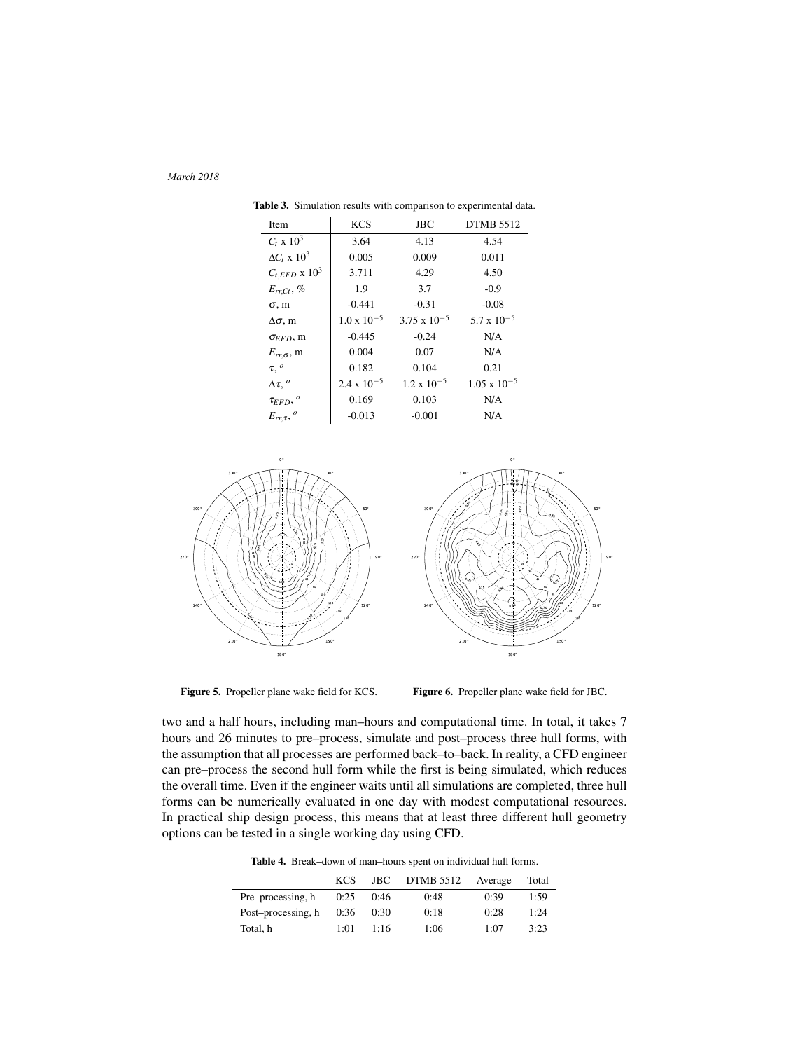**Table 3.** Simulation results with comparison to experimental data.

| Item | KCS | JBC | DTMB 5512 |
| --- | --- | --- | --- |
| $C_t$ x $10^3$ | 3.64 | 4.13 | 4.54 |
| $\Delta C_t$ x $10^3$ | 0.005 | 0.009 | 0.011 |
| $C_{t,EFD}$ x $10^3$ | 3.711 | 4.29 | 4.50 |
| $E_{rr,Ct}$, % | 1.9 | 3.7 | -0.9 |
| $\sigma$, m | -0.441 | -0.31 | -0.08 |
| $\Delta\sigma$, m | $1.0$ x $10^{-5}$ | $3.75$ x $10^{-5}$ | $5.7$ x $10^{-5}$ |
| $\sigma_{EFD}$, m | -0.445 | -0.24 | N/A |
| $E_{rr,\sigma}$, m | 0.004 | 0.07 | N/A |
| $\tau$, $^o$ | 0.182 | 0.104 | 0.21 |
| $\Delta\tau$, $^o$ | $2.4$ x $10^{-5}$ | $1.2$ x $10^{-5}$ | $1.05$ x $10^{-5}$ |
| $\tau_{EFD}$, $^o$ | 0.169 | 0.103 | N/A |
| $E_{rr,\tau}$, $^o$ | -0.013 | -0.001 | N/A |

**Figure 5.** Propeller plane wake field for KCS.

**Figure 6.** Propeller plane wake field for JBC.

two and a half hours, including man–hours and computational time. In total, it takes 7 hours and 26 minutes to pre–process, simulate and post–process three hull forms, with the assumption that all processes are performed back–to–back. In reality, a CFD engineer can pre–process the second hull form while the first is being simulated, which reduces the overall time. Even if the engineer waits until all simulations are completed, three hull forms can be numerically evaluated in one day with modest computational resources. In practical ship design process, this means that at least three different hull geometry options can be tested in a single working day using CFD.

**Table 4.** Break–down of man–hours spent on individual hull forms.

| | KCS | JBC | DTMB 5512 | Average | Total |
| --- | --- | --- | --- | --- | --- |
| Pre–processing, h | 0:25 | 0:46 | 0:48 | 0:39 | 1:59 |
| Post–processing, h | 0:36 | 0:30 | 0:18 | 0:28 | 1:24 |
| Total, h | 1:01 | 1:16 | 1:06 | 1:07 | 3:23 |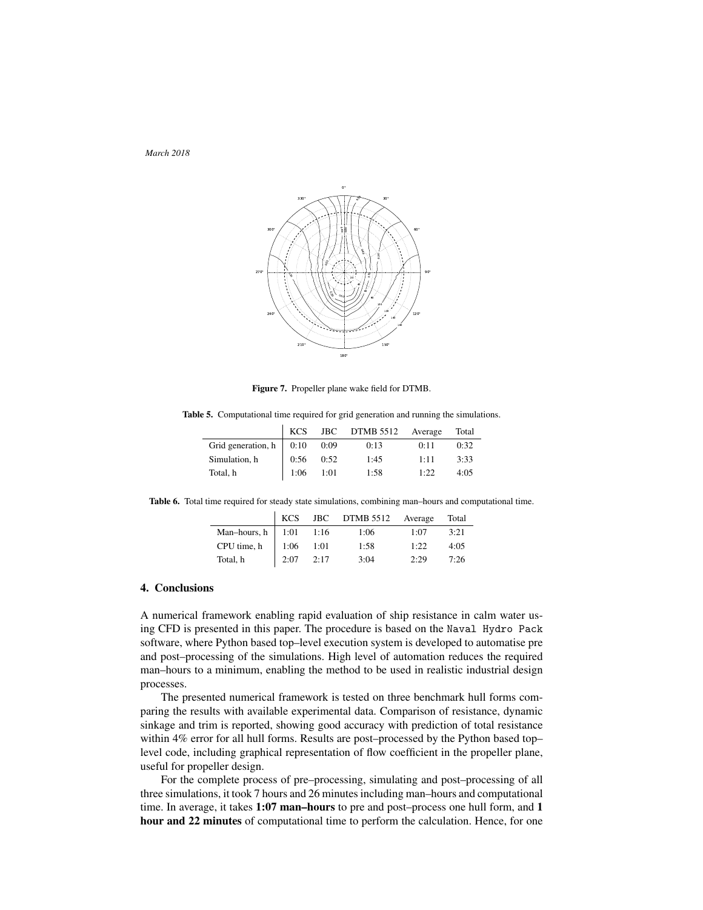Figure 7. Propeller plane wake field for DTMB.

Table 5. Computational time required for grid generation and running the simulations.

| | KCS | JBC | DTMB 5512 | Average | Total |
|---|---|---|---|---|---|
| Grid generation, h | 0:10 | 0:09 | 0:13 | 0:11 | 0:32 |
| Simulation, h | 0:56 | 0:52 | 1:45 | 1:11 | 3:33 |
| Total, h | 1:06 | 1:01 | 1:58 | 1:22 | 4:05 |

Table 6. Total time required for steady state simulations, combining man–hours and computational time.

| | KCS | JBC | DTMB 5512 | Average | Total |
|---|---|---|---|---|---|
| Man–hours, h | 1:01 | 1:16 | 1:06 | 1:07 | 3:21 |
| CPU time, h | 1:06 | 1:01 | 1:58 | 1:22 | 4:05 |
| Total, h | 2:07 | 2:17 | 3:04 | 2:29 | 7:26 |

## 4. Conclusions

A numerical framework enabling rapid evaluation of ship resistance in calm water using CFD is presented in this paper. The procedure is based on the Naval Hydro Pack software, where Python based top–level execution system is developed to automatise pre and post–processing of the simulations. High level of automation reduces the required man–hours to a minimum, enabling the method to be used in realistic industrial design processes.

The presented numerical framework is tested on three benchmark hull forms comparing the results with available experimental data. Comparison of resistance, dynamic sinkage and trim is reported, showing good accuracy with prediction of total resistance within 4% error for all hull forms. Results are post–processed by the Python based top–level code, including graphical representation of flow coefficient in the propeller plane, useful for propeller design.

For the complete process of pre–processing, simulating and post–processing of all three simulations, it took 7 hours and 26 minutes including man–hours and computational time. In average, it takes **1:07 man–hours** to pre and post–process one hull form, and **1 hour and 22 minutes** of computational time to perform the calculation. Hence, for one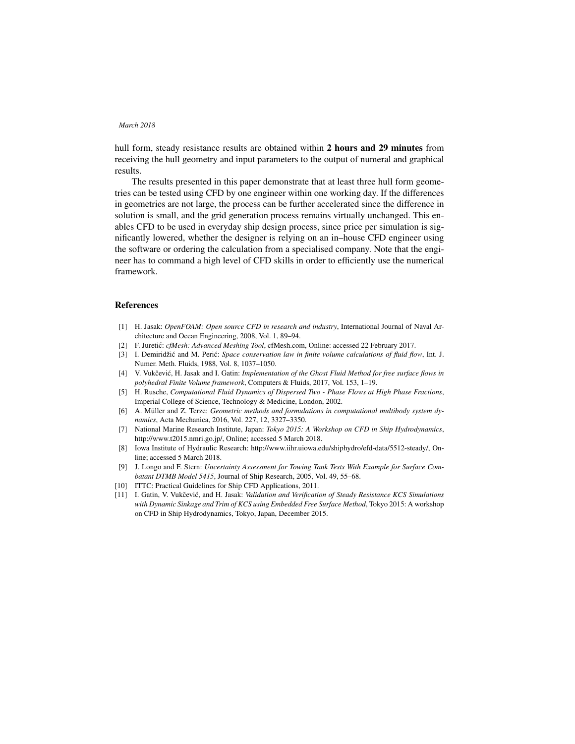hull form, steady resistance results are obtained within **2 hours and 29 minutes** from receiving the hull geometry and input parameters to the output of numeral and graphical results.

The results presented in this paper demonstrate that at least three hull form geometries can be tested using CFD by one engineer within one working day. If the differences in geometries are not large, the process can be further accelerated since the difference in solution is small, and the grid generation process remains virtually unchanged. This enables CFD to be used in everyday ship design process, since price per simulation is significantly lowered, whether the designer is relying on an in–house CFD engineer using the software or ordering the calculation from a specialised company. Note that the engineer has to command a high level of CFD skills in order to efficiently use the numerical framework.

## References

[1] H. Jasak: *OpenFOAM: Open source CFD in research and industry*, International Journal of Naval Architecture and Ocean Engineering, 2008, Vol. 1, 89–94.

[2] F. Juretić: *cfMesh: Advanced Meshing Tool*, cfMesh.com, Online: accessed 22 February 2017.

[3] I. Demirdžić and M. Perić: *Space conservation law in finite volume calculations of fluid flow*, Int. J. Numer. Meth. Fluids, 1988, Vol. 8, 1037–1050.

[4] V. Vukčević, H. Jasak and I. Gatin: *Implementation of the Ghost Fluid Method for free surface flows in polyhedral Finite Volume framework*, Computers & Fluids, 2017, Vol. 153, 1–19.

[5] H. Rusche, *Computational Fluid Dynamics of Dispersed Two - Phase Flows at High Phase Fractions*, Imperial College of Science, Technology & Medicine, London, 2002.

[6] A. Müller and Z. Terze: *Geometric methods and formulations in computational multibody system dynamics*, Acta Mechanica, 2016, Vol. 227, 12, 3327–3350.

[7] National Marine Research Institute, Japan: *Tokyo 2015: A Workshop on CFD in Ship Hydrodynamics*, http://www.t2015.nmri.go.jp/, Online; accessed 5 March 2018.

[8] Iowa Institute of Hydraulic Research: http://www.iihr.uiowa.edu/shiphydro/efd-data/5512-steady/, Online; accessed 5 March 2018.

[9] J. Longo and F. Stern: *Uncertainty Assessment for Towing Tank Tests With Example for Surface Combatant DTMB Model 5415*, Journal of Ship Research, 2005, Vol. 49, 55–68.

[10] ITTC: Practical Guidelines for Ship CFD Applications, 2011.

[11] I. Gatin, V. Vukčević, and H. Jasak: *Validation and Verification of Steady Resistance KCS Simulations with Dynamic Sinkage and Trim of KCS using Embedded Free Surface Method*, Tokyo 2015: A workshop on CFD in Ship Hydrodynamics, Tokyo, Japan, December 2015.